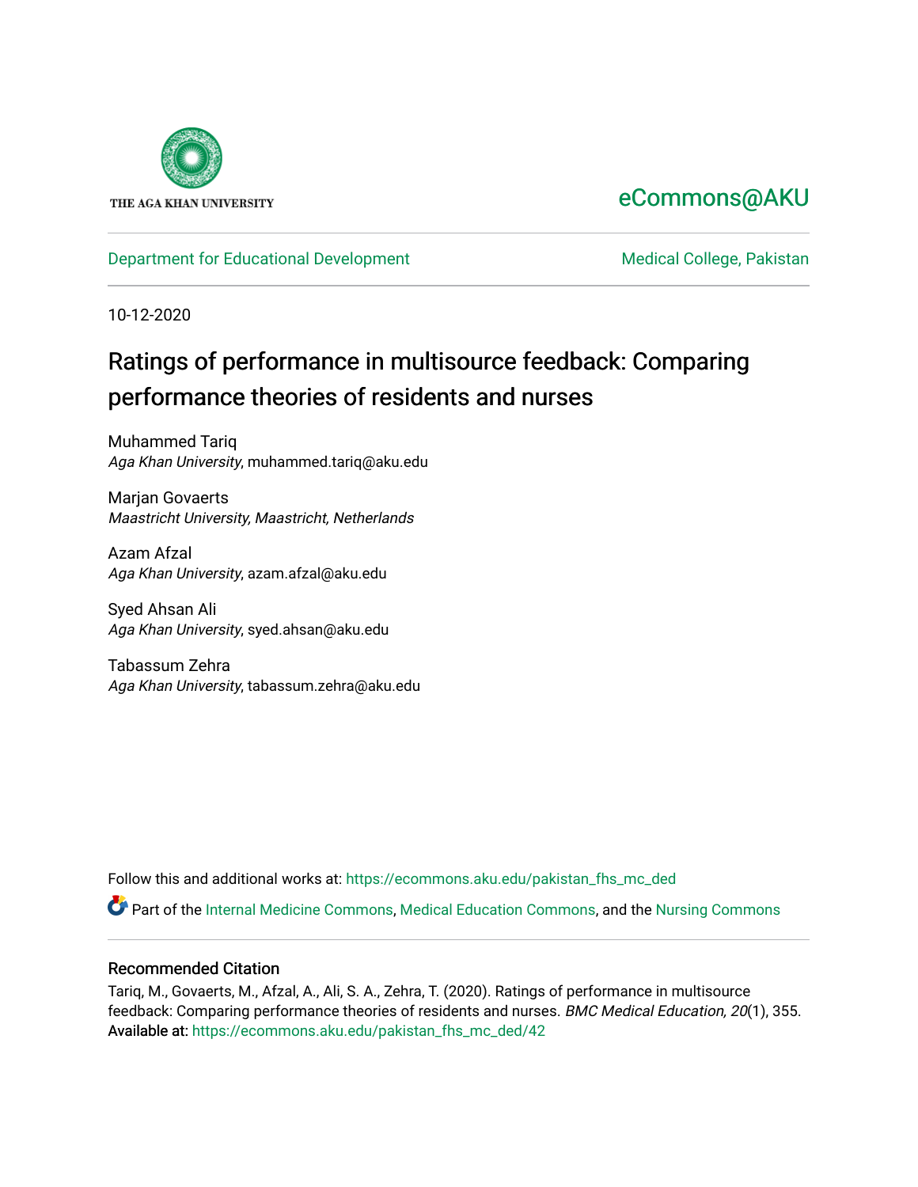THE AGA KHAN UNIVERSITY

eCommons@AKU

Department for Educational Development | Medical College, Pakistan

10-12-2020

# Ratings of performance in multisource feedback: Comparing performance theories of residents and nurses

Muhammed Tariq
*Aga Khan University*, muhammed.tariq@aku.edu

Marjan Govaerts
*Maastricht University, Maastricht, Netherlands*

Azam Afzal
*Aga Khan University*, azam.afzal@aku.edu

Syed Ahsan Ali
*Aga Khan University*, syed.ahsan@aku.edu

Tabassum Zehra
*Aga Khan University*, tabassum.zehra@aku.edu

Follow this and additional works at: https://ecommons.aku.edu/pakistan_fhs_mc_ded

Part of the Internal Medicine Commons, Medical Education Commons, and the Nursing Commons

## Recommended Citation

Tariq, M., Govaerts, M., Afzal, A., Ali, S. A., Zehra, T. (2020). Ratings of performance in multisource feedback: Comparing performance theories of residents and nurses. *BMC Medical Education, 20*(1), 355.
Available at: https://ecommons.aku.edu/pakistan_fhs_mc_ded/42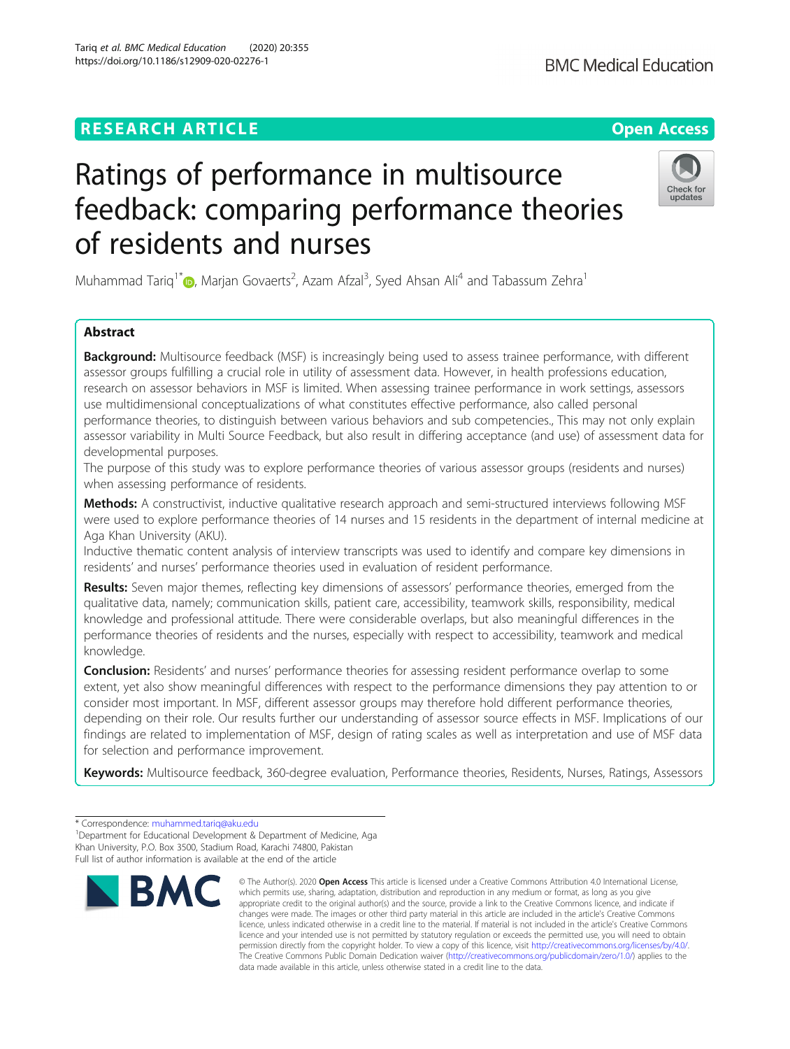# Ratings of performance in multisource feedback: comparing performance theories of residents and nurses

Muhammad Tariq[1*], Marjan Govaerts[2], Azam Afzal[3], Syed Ahsan Ali[4] and Tabassum Zehra[1]

## Abstract

**Background:** Multisource feedback (MSF) is increasingly being used to assess trainee performance, with different assessor groups fulfilling a crucial role in utility of assessment data. However, in health professions education, research on assessor behaviors in MSF is limited. When assessing trainee performance in work settings, assessors use multidimensional conceptualizations of what constitutes effective performance, also called personal performance theories, to distinguish between various behaviors and sub competencies., This may not only explain assessor variability in Multi Source Feedback, but also result in differing acceptance (and use) of assessment data for developmental purposes.

The purpose of this study was to explore performance theories of various assessor groups (residents and nurses) when assessing performance of residents.

**Methods:** A constructivist, inductive qualitative research approach and semi-structured interviews following MSF were used to explore performance theories of 14 nurses and 15 residents in the department of internal medicine at Aga Khan University (AKU).

Inductive thematic content analysis of interview transcripts was used to identify and compare key dimensions in residents' and nurses' performance theories used in evaluation of resident performance.

**Results:** Seven major themes, reflecting key dimensions of assessors' performance theories, emerged from the qualitative data, namely; communication skills, patient care, accessibility, teamwork skills, responsibility, medical knowledge and professional attitude. There were considerable overlaps, but also meaningful differences in the performance theories of residents and the nurses, especially with respect to accessibility, teamwork and medical knowledge.

**Conclusion:** Residents' and nurses' performance theories for assessing resident performance overlap to some extent, yet also show meaningful differences with respect to the performance dimensions they pay attention to or consider most important. In MSF, different assessor groups may therefore hold different performance theories, depending on their role. Our results further our understanding of assessor source effects in MSF. Implications of our findings are related to implementation of MSF, design of rating scales as well as interpretation and use of MSF data for selection and performance improvement.

**Keywords:** Multisource feedback, 360-degree evaluation, Performance theories, Residents, Nurses, Ratings, Assessors

---

* Correspondence: muhammed.tariq@aku.edu

[1]Department for Educational Development & Department of Medicine, Aga Khan University, P.O. Box 3500, Stadium Road, Karachi 74800, Pakistan

Full list of author information is available at the end of the article

© The Author(s). 2020 **Open Access** This article is licensed under a Creative Commons Attribution 4.0 International License, which permits use, sharing, adaptation, distribution and reproduction in any medium or format, as long as you give appropriate credit to the original author(s) and the source, provide a link to the Creative Commons licence, and indicate if changes were made. The images or other third party material in this article are included in the article's Creative Commons licence, unless indicated otherwise in a credit line to the material. If material is not included in the article's Creative Commons licence and your intended use is not permitted by statutory regulation or exceeds the permitted use, you will need to obtain permission directly from the copyright holder. To view a copy of this licence, visit http://creativecommons.org/licenses/by/4.0/. The Creative Commons Public Domain Dedication waiver (http://creativecommons.org/publicdomain/zero/1.0/) applies to the data made available in this article, unless otherwise stated in a credit line to the data.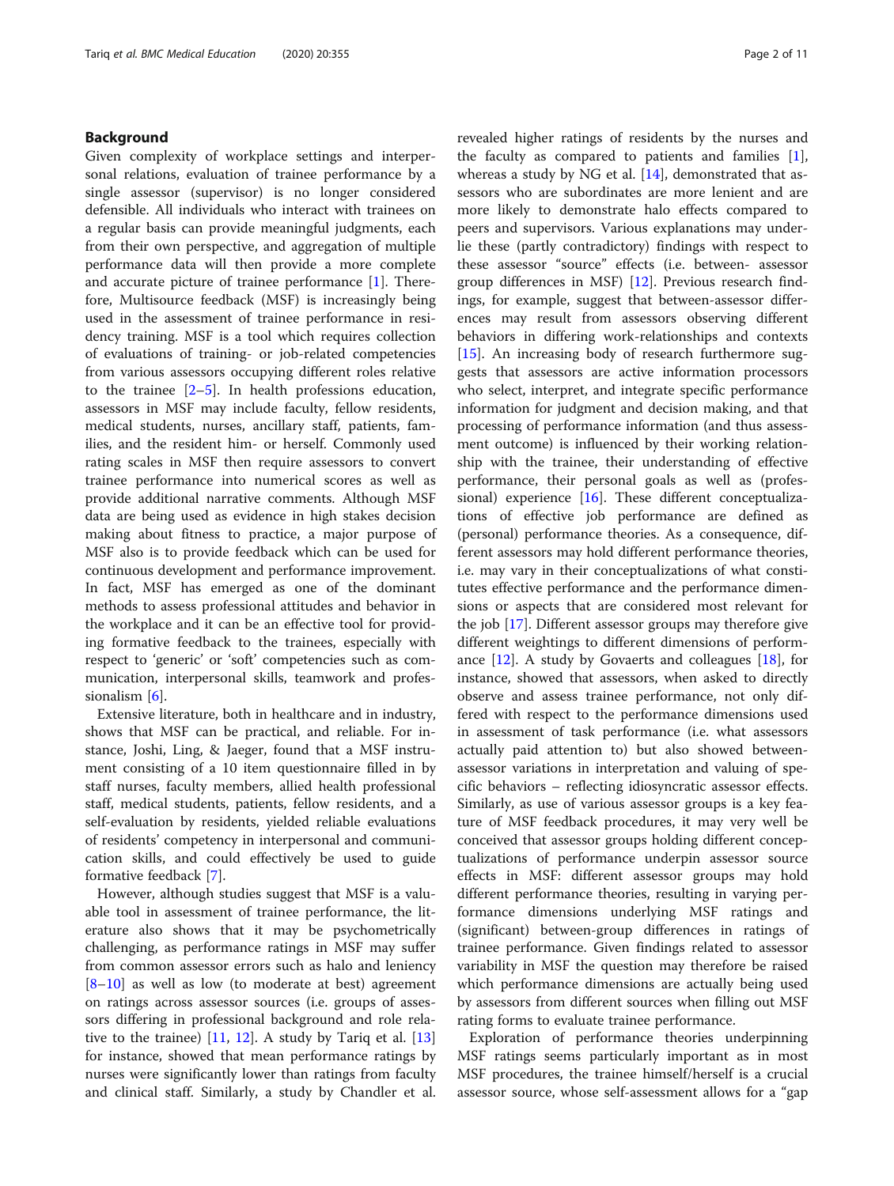## Background

Given complexity of workplace settings and interpersonal relations, evaluation of trainee performance by a single assessor (supervisor) is no longer considered defensible. All individuals who interact with trainees on a regular basis can provide meaningful judgments, each from their own perspective, and aggregation of multiple performance data will then provide a more complete and accurate picture of trainee performance [1]. Therefore, Multisource feedback (MSF) is increasingly being used in the assessment of trainee performance in residency training. MSF is a tool which requires collection of evaluations of training- or job-related competencies from various assessors occupying different roles relative to the trainee [2–5]. In health professions education, assessors in MSF may include faculty, fellow residents, medical students, nurses, ancillary staff, patients, families, and the resident him- or herself. Commonly used rating scales in MSF then require assessors to convert trainee performance into numerical scores as well as provide additional narrative comments. Although MSF data are being used as evidence in high stakes decision making about fitness to practice, a major purpose of MSF also is to provide feedback which can be used for continuous development and performance improvement. In fact, MSF has emerged as one of the dominant methods to assess professional attitudes and behavior in the workplace and it can be an effective tool for providing formative feedback to the trainees, especially with respect to 'generic' or 'soft' competencies such as communication, interpersonal skills, teamwork and professionalism [6].

Extensive literature, both in healthcare and in industry, shows that MSF can be practical, and reliable. For instance, Joshi, Ling, & Jaeger, found that a MSF instrument consisting of a 10 item questionnaire filled in by staff nurses, faculty members, allied health professional staff, medical students, patients, fellow residents, and a self-evaluation by residents, yielded reliable evaluations of residents' competency in interpersonal and communication skills, and could effectively be used to guide formative feedback [7].

However, although studies suggest that MSF is a valuable tool in assessment of trainee performance, the literature also shows that it may be psychometrically challenging, as performance ratings in MSF may suffer from common assessor errors such as halo and leniency [8–10] as well as low (to moderate at best) agreement on ratings across assessor sources (i.e. groups of assessors differing in professional background and role relative to the trainee) [11, 12]. A study by Tariq et al. [13] for instance, showed that mean performance ratings by nurses were significantly lower than ratings from faculty and clinical staff. Similarly, a study by Chandler et al. revealed higher ratings of residents by the nurses and the faculty as compared to patients and families [1], whereas a study by NG et al. [14], demonstrated that assessors who are subordinates are more lenient and are more likely to demonstrate halo effects compared to peers and supervisors. Various explanations may underlie these (partly contradictory) findings with respect to these assessor "source" effects (i.e. between- assessor group differences in MSF) [12]. Previous research findings, for example, suggest that between-assessor differences may result from assessors observing different behaviors in differing work-relationships and contexts [15]. An increasing body of research furthermore suggests that assessors are active information processors who select, interpret, and integrate specific performance information for judgment and decision making, and that processing of performance information (and thus assessment outcome) is influenced by their working relationship with the trainee, their understanding of effective performance, their personal goals as well as (professional) experience [16]. These different conceptualizations of effective job performance are defined as (personal) performance theories. As a consequence, different assessors may hold different performance theories, i.e. may vary in their conceptualizations of what constitutes effective performance and the performance dimensions or aspects that are considered most relevant for the job [17]. Different assessor groups may therefore give different weightings to different dimensions of performance [12]. A study by Govaerts and colleagues [18], for instance, showed that assessors, when asked to directly observe and assess trainee performance, not only differed with respect to the performance dimensions used in assessment of task performance (i.e. what assessors actually paid attention to) but also showed between-assessor variations in interpretation and valuing of specific behaviors – reflecting idiosyncratic assessor effects. Similarly, as use of various assessor groups is a key feature of MSF feedback procedures, it may very well be conceived that assessor groups holding different conceptualizations of performance underpin assessor source effects in MSF: different assessor groups may hold different performance theories, resulting in varying performance dimensions underlying MSF ratings and (significant) between-group differences in ratings of trainee performance. Given findings related to assessor variability in MSF the question may therefore be raised which performance dimensions are actually being used by assessors from different sources when filling out MSF rating forms to evaluate trainee performance.

Exploration of performance theories underpinning MSF ratings seems particularly important as in most MSF procedures, the trainee himself/herself is a crucial assessor source, whose self-assessment allows for a "gap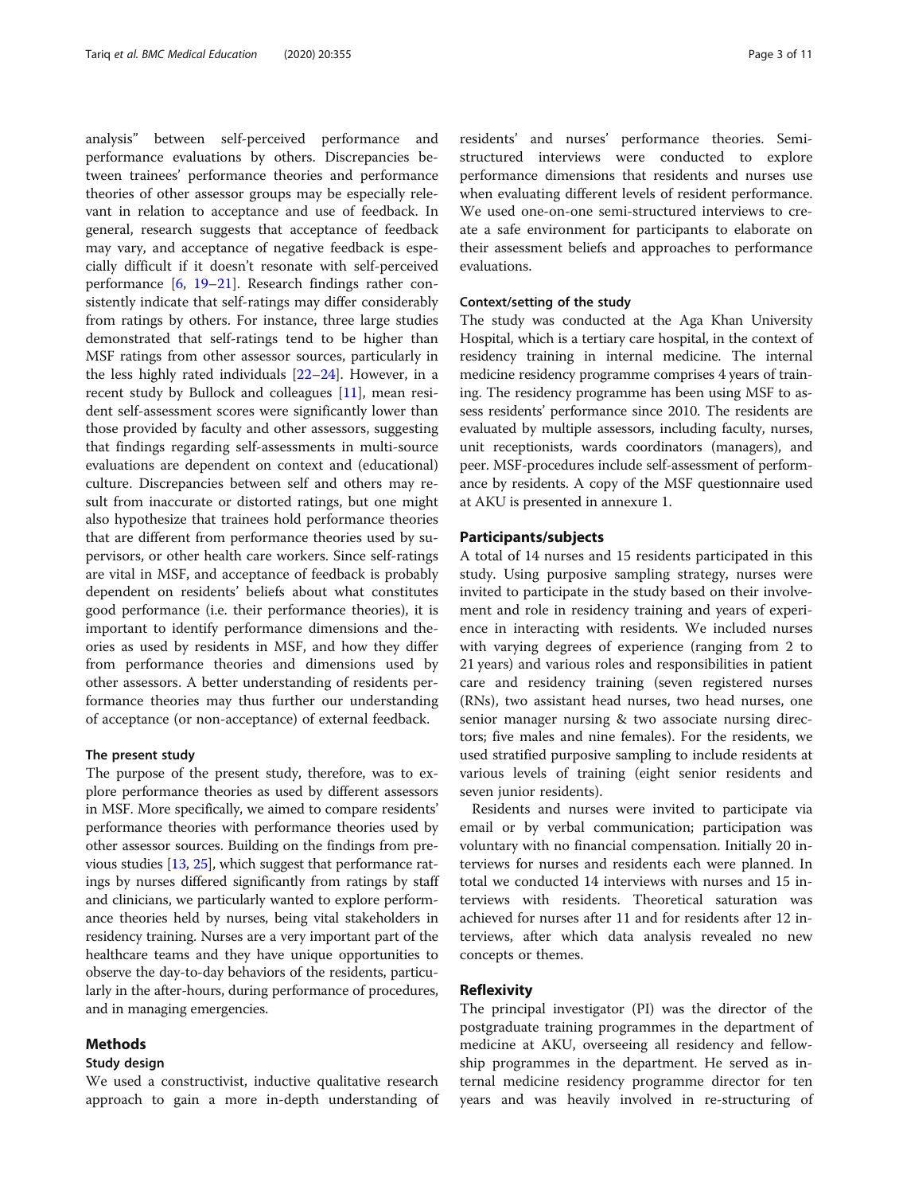analysis" between self-perceived performance and performance evaluations by others. Discrepancies between trainees' performance theories and performance theories of other assessor groups may be especially relevant in relation to acceptance and use of feedback. In general, research suggests that acceptance of feedback may vary, and acceptance of negative feedback is especially difficult if it doesn't resonate with self-perceived performance [6, 19–21]. Research findings rather consistently indicate that self-ratings may differ considerably from ratings by others. For instance, three large studies demonstrated that self-ratings tend to be higher than MSF ratings from other assessor sources, particularly in the less highly rated individuals [22–24]. However, in a recent study by Bullock and colleagues [11], mean resident self-assessment scores were significantly lower than those provided by faculty and other assessors, suggesting that findings regarding self-assessments in multi-source evaluations are dependent on context and (educational) culture. Discrepancies between self and others may result from inaccurate or distorted ratings, but one might also hypothesize that trainees hold performance theories that are different from performance theories used by supervisors, or other health care workers. Since self-ratings are vital in MSF, and acceptance of feedback is probably dependent on residents' beliefs about what constitutes good performance (i.e. their performance theories), it is important to identify performance dimensions and theories as used by residents in MSF, and how they differ from performance theories and dimensions used by other assessors. A better understanding of residents performance theories may thus further our understanding of acceptance (or non-acceptance) of external feedback.

### The present study

The purpose of the present study, therefore, was to explore performance theories as used by different assessors in MSF. More specifically, we aimed to compare residents' performance theories with performance theories used by other assessor sources. Building on the findings from previous studies [13, 25], which suggest that performance ratings by nurses differed significantly from ratings by staff and clinicians, we particularly wanted to explore performance theories held by nurses, being vital stakeholders in residency training. Nurses are a very important part of the healthcare teams and they have unique opportunities to observe the day-to-day behaviors of the residents, particularly in the after-hours, during performance of procedures, and in managing emergencies.

## Methods

### Study design

We used a constructivist, inductive qualitative research approach to gain a more in-depth understanding of residents' and nurses' performance theories. Semi-structured interviews were conducted to explore performance dimensions that residents and nurses use when evaluating different levels of resident performance. We used one-on-one semi-structured interviews to create a safe environment for participants to elaborate on their assessment beliefs and approaches to performance evaluations.

### Context/setting of the study

The study was conducted at the Aga Khan University Hospital, which is a tertiary care hospital, in the context of residency training in internal medicine. The internal medicine residency programme comprises 4 years of training. The residency programme has been using MSF to assess residents' performance since 2010. The residents are evaluated by multiple assessors, including faculty, nurses, unit receptionists, wards coordinators (managers), and peer. MSF-procedures include self-assessment of performance by residents. A copy of the MSF questionnaire used at AKU is presented in annexure 1.

## Participants/subjects

A total of 14 nurses and 15 residents participated in this study. Using purposive sampling strategy, nurses were invited to participate in the study based on their involvement and role in residency training and years of experience in interacting with residents. We included nurses with varying degrees of experience (ranging from 2 to 21 years) and various roles and responsibilities in patient care and residency training (seven registered nurses (RNs), two assistant head nurses, two head nurses, one senior manager nursing & two associate nursing directors; five males and nine females). For the residents, we used stratified purposive sampling to include residents at various levels of training (eight senior residents and seven junior residents).

Residents and nurses were invited to participate via email or by verbal communication; participation was voluntary with no financial compensation. Initially 20 interviews for nurses and residents each were planned. In total we conducted 14 interviews with nurses and 15 interviews with residents. Theoretical saturation was achieved for nurses after 11 and for residents after 12 interviews, after which data analysis revealed no new concepts or themes.

## Reflexivity

The principal investigator (PI) was the director of the postgraduate training programmes in the department of medicine at AKU, overseeing all residency and fellowship programmes in the department. He served as internal medicine residency programme director for ten years and was heavily involved in re-structuring of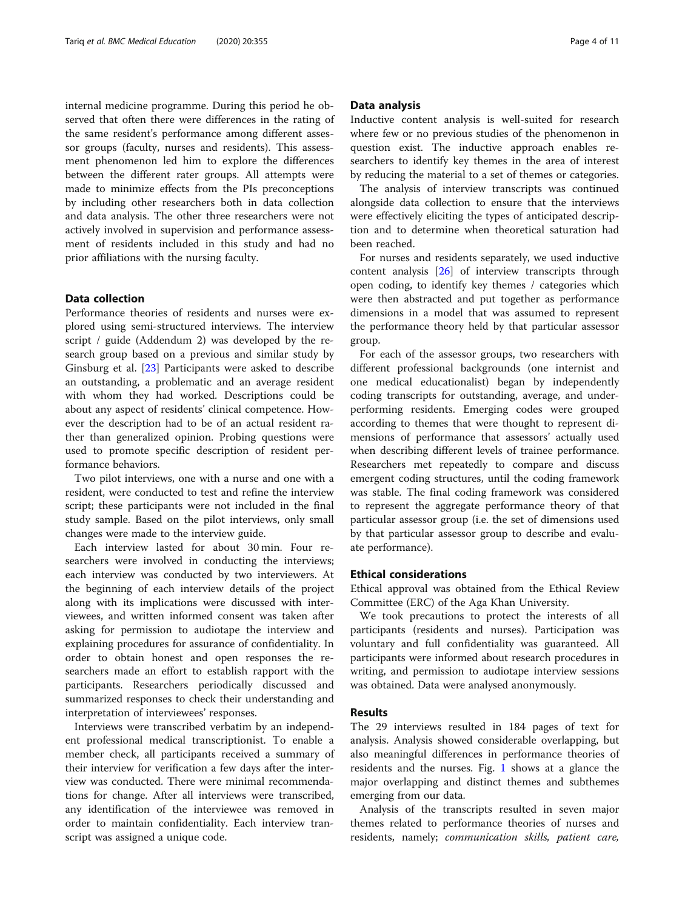internal medicine programme. During this period he observed that often there were differences in the rating of the same resident's performance among different assessor groups (faculty, nurses and residents). This assessment phenomenon led him to explore the differences between the different rater groups. All attempts were made to minimize effects from the PIs preconceptions by including other researchers both in data collection and data analysis. The other three researchers were not actively involved in supervision and performance assessment of residents included in this study and had no prior affiliations with the nursing faculty.

## Data collection

Performance theories of residents and nurses were explored using semi-structured interviews. The interview script / guide (Addendum 2) was developed by the research group based on a previous and similar study by Ginsburg et al. [23] Participants were asked to describe an outstanding, a problematic and an average resident with whom they had worked. Descriptions could be about any aspect of residents' clinical competence. However the description had to be of an actual resident rather than generalized opinion. Probing questions were used to promote specific description of resident performance behaviors.

Two pilot interviews, one with a nurse and one with a resident, were conducted to test and refine the interview script; these participants were not included in the final study sample. Based on the pilot interviews, only small changes were made to the interview guide.

Each interview lasted for about 30 min. Four researchers were involved in conducting the interviews; each interview was conducted by two interviewers. At the beginning of each interview details of the project along with its implications were discussed with interviewees, and written informed consent was taken after asking for permission to audiotape the interview and explaining procedures for assurance of confidentiality. In order to obtain honest and open responses the researchers made an effort to establish rapport with the participants. Researchers periodically discussed and summarized responses to check their understanding and interpretation of interviewees' responses.

Interviews were transcribed verbatim by an independent professional medical transcriptionist. To enable a member check, all participants received a summary of their interview for verification a few days after the interview was conducted. There were minimal recommendations for change. After all interviews were transcribed, any identification of the interviewee was removed in order to maintain confidentiality. Each interview transcript was assigned a unique code.

## Data analysis

Inductive content analysis is well-suited for research where few or no previous studies of the phenomenon in question exist. The inductive approach enables researchers to identify key themes in the area of interest by reducing the material to a set of themes or categories.

The analysis of interview transcripts was continued alongside data collection to ensure that the interviews were effectively eliciting the types of anticipated description and to determine when theoretical saturation had been reached.

For nurses and residents separately, we used inductive content analysis [26] of interview transcripts through open coding, to identify key themes / categories which were then abstracted and put together as performance dimensions in a model that was assumed to represent the performance theory held by that particular assessor group.

For each of the assessor groups, two researchers with different professional backgrounds (one internist and one medical educationalist) began by independently coding transcripts for outstanding, average, and underperforming residents. Emerging codes were grouped according to themes that were thought to represent dimensions of performance that assessors' actually used when describing different levels of trainee performance. Researchers met repeatedly to compare and discuss emergent coding structures, until the coding framework was stable. The final coding framework was considered to represent the aggregate performance theory of that particular assessor group (i.e. the set of dimensions used by that particular assessor group to describe and evaluate performance).

## Ethical considerations

Ethical approval was obtained from the Ethical Review Committee (ERC) of the Aga Khan University.

We took precautions to protect the interests of all participants (residents and nurses). Participation was voluntary and full confidentiality was guaranteed. All participants were informed about research procedures in writing, and permission to audiotape interview sessions was obtained. Data were analysed anonymously.

## Results

The 29 interviews resulted in 184 pages of text for analysis. Analysis showed considerable overlapping, but also meaningful differences in performance theories of residents and the nurses. Fig. 1 shows at a glance the major overlapping and distinct themes and subthemes emerging from our data.

Analysis of the transcripts resulted in seven major themes related to performance theories of nurses and residents, namely; *communication skills, patient care,*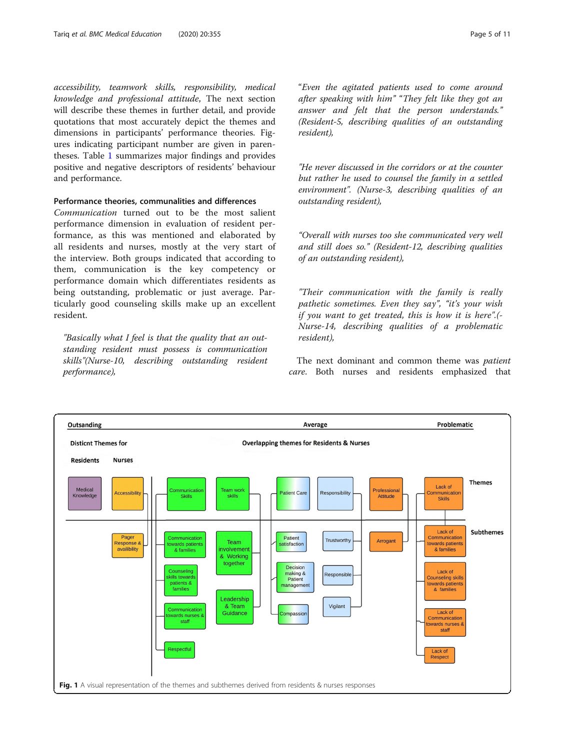accessibility, teamwork skills, responsibility, medical knowledge and professional attitude, The next section will describe these themes in further detail, and provide quotations that most accurately depict the themes and dimensions in participants' performance theories. Figures indicating participant number are given in parentheses. Table 1 summarizes major findings and provides positive and negative descriptors of residents' behaviour and performance.

#### Performance theories, communalities and differences

*Communication* turned out to be the most salient performance dimension in evaluation of resident performance, as this was mentioned and elaborated by all residents and nurses, mostly at the very start of the interview. Both groups indicated that according to them, communication is the key competency or performance domain which differentiates residents as being outstanding, problematic or just average. Particularly good counseling skills make up an excellent resident.

> *"Basically what I feel is that the quality that an outstanding resident must possess is communication skills"(Nurse-10, describing outstanding resident performance),*

> *"Even the agitated patients used to come around after speaking with him" "They felt like they got an answer and felt that the person understands." (Resident-5, describing qualities of an outstanding resident),*

> *"He never discussed in the corridors or at the counter but rather he used to counsel the family in a settled environment". (Nurse-3, describing qualities of an outstanding resident),*

> *"Overall with nurses too she communicated very well and still does so." (Resident-12, describing qualities of an outstanding resident),*

> *"Their communication with the family is really pathetic sometimes. Even they say", "it's your wish if you want to get treated, this is how it is here".(-Nurse-14, describing qualities of a problematic resident),*

The next dominant and common theme was *patient care*. Both nurses and residents emphasized that

**Fig. 1** A visual representation of the themes and subthemes derived from residents & nurses responses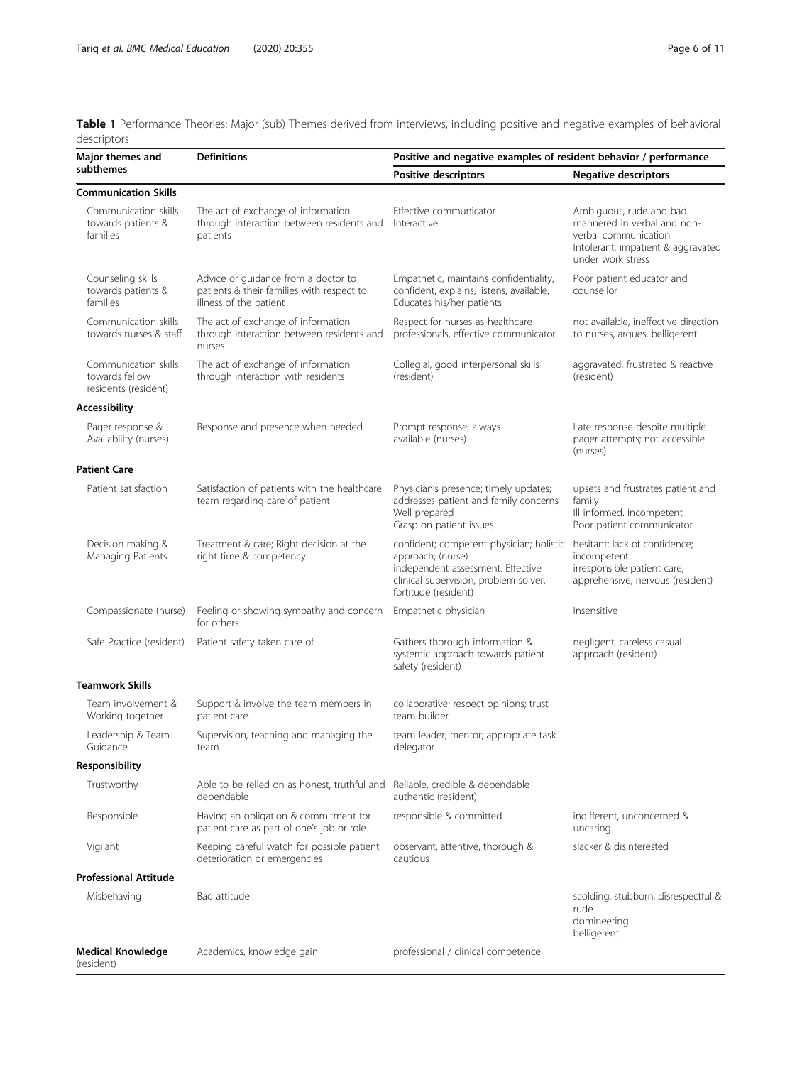**Table 1** Performance Theories: Major (sub) Themes derived from interviews, including positive and negative examples of behavioral descriptors

| Major themes and subthemes | Definitions | Positive and negative examples of resident behavior / performance | |
|---|---|---|---|
| | | **Positive descriptors** | **Negative descriptors** |
| **Communication Skills** | | | |
| Communication skills towards patients & families | The act of exchange of information through interaction between residents and patients | Effective communicator Interactive | Ambiguous, rude and bad mannered in verbal and non-verbal communication Intolerant, impatient & aggravated under work stress |
| Counseling skills towards patients & families | Advice or guidance from a doctor to patients & their families with respect to illness of the patient | Empathetic, maintains confidentiality, confident, explains, listens, available, Educates his/her patients | Poor patient educator and counsellor |
| Communication skills towards nurses & staff | The act of exchange of information through interaction between residents and nurses | Respect for nurses as healthcare professionals, effective communicator | not available, ineffective direction to nurses, argues, belligerent |
| Communication skills towards fellow residents (resident) | The act of exchange of information through interaction with residents | Collegial, good interpersonal skills (resident) | aggravated, frustrated & reactive (resident) |
| **Accessibility** | | | |
| Pager response & Availability (nurses) | Response and presence when needed | Prompt response; always available (nurses) | Late response despite multiple pager attempts; not accessible (nurses) |
| **Patient Care** | | | |
| Patient satisfaction | Satisfaction of patients with the healthcare team regarding care of patient | Physician's presence; timely updates; addresses patient and family concerns Well prepared Grasp on patient issues | upsets and frustrates patient and family Ill informed. Incompetent Poor patient communicator |
| Decision making & Managing Patients | Treatment & care; Right decision at the right time & competency | confident; competent physician; holistic approach; (nurse) independent assessment. Effective clinical supervision, problem solver, fortitude (resident) | hesitant; lack of confidence; incompetent irresponsible patient care, apprehensive, nervous (resident) |
| Compassionate (nurse) | Feeling or showing sympathy and concern for others. | Empathetic physician | Insensitive |
| Safe Practice (resident) | Patient safety taken care of | Gathers thorough information & systemic approach towards patient safety (resident) | negligent, careless casual approach (resident) |
| **Teamwork Skills** | | | |
| Team involvement & Working together | Support & involve the team members in patient care. | collaborative; respect opinions; trust team builder | |
| Leadership & Team Guidance | Supervision, teaching and managing the team | team leader; mentor; appropriate task delegator | |
| **Responsibility** | | | |
| Trustworthy | Able to be relied on as honest, truthful and dependable | Reliable, credible & dependable authentic (resident) | |
| Responsible | Having an obligation & commitment for patient care as part of one's job or role. | responsible & committed | indifferent, unconcerned & uncaring |
| Vigilant | Keeping careful watch for possible patient deterioration or emergencies | observant, attentive, thorough & cautious | slacker & disinterested |
| **Professional Attitude** | | | |
| Misbehaving | Bad attitude | | scolding, stubborn, disrespectful & rude domineering belligerent |
| **Medical Knowledge** (resident) | Academics, knowledge gain | professional / clinical competence | |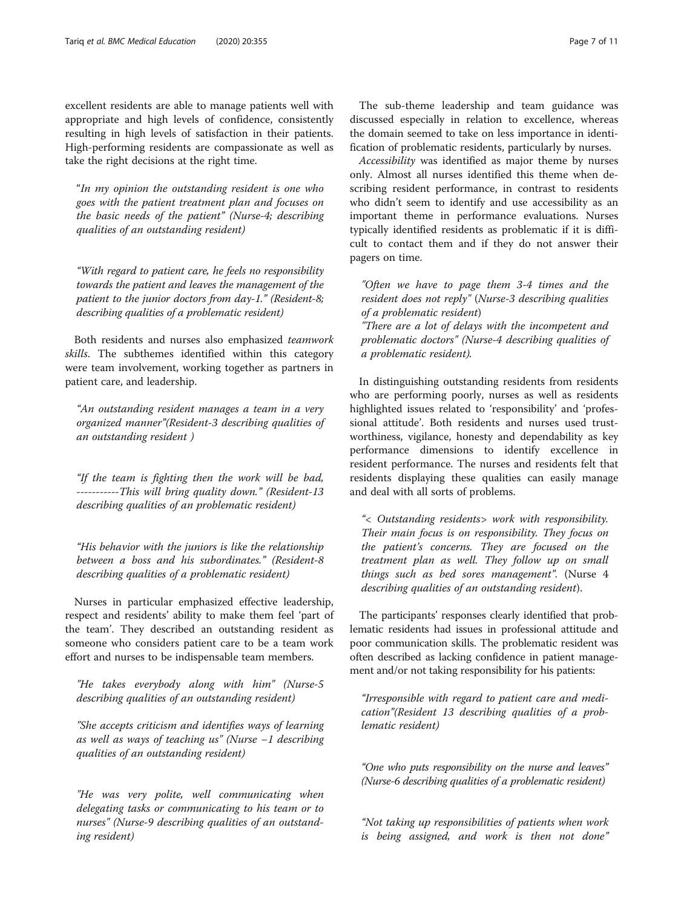excellent residents are able to manage patients well with appropriate and high levels of confidence, consistently resulting in high levels of satisfaction in their patients. High-performing residents are compassionate as well as take the right decisions at the right time.

> "*In my opinion the outstanding resident is one who goes with the patient treatment plan and focuses on the basic needs of the patient" (Nurse-4; describing qualities of an outstanding resident)*

> *"With regard to patient care, he feels no responsibility towards the patient and leaves the management of the patient to the junior doctors from day-1." (Resident-8; describing qualities of a problematic resident)*

Both residents and nurses also emphasized *teamwork skills*. The subthemes identified within this category were team involvement, working together as partners in patient care, and leadership.

> *"An outstanding resident manages a team in a very organized manner"(Resident-3 describing qualities of an outstanding resident )*

> *"If the team is fighting then the work will be bad, -----------This will bring quality down." (Resident-13 describing qualities of an problematic resident)*

> *"His behavior with the juniors is like the relationship between a boss and his subordinates." (Resident-8 describing qualities of a problematic resident)*

Nurses in particular emphasized effective leadership, respect and residents' ability to make them feel 'part of the team'. They described an outstanding resident as someone who considers patient care to be a team work effort and nurses to be indispensable team members.

> *"He takes everybody along with him" (Nurse-5 describing qualities of an outstanding resident)*

> *"She accepts criticism and identifies ways of learning as well as ways of teaching us" (Nurse −1 describing qualities of an outstanding resident)*

> *"He was very polite, well communicating when delegating tasks or communicating to his team or to nurses" (Nurse-9 describing qualities of an outstanding resident)*

The sub-theme leadership and team guidance was discussed especially in relation to excellence, whereas the domain seemed to take on less importance in identification of problematic residents, particularly by nurses.

*Accessibility* was identified as major theme by nurses only. Almost all nurses identified this theme when describing resident performance, in contrast to residents who didn't seem to identify and use accessibility as an important theme in performance evaluations. Nurses typically identified residents as problematic if it is difficult to contact them and if they do not answer their pagers on time.

> *"Often we have to page them 3-4 times and the resident does not reply" (Nurse-3 describing qualities of a problematic resident)*
> *"There are a lot of delays with the incompetent and problematic doctors" (Nurse-4 describing qualities of a problematic resident).*

In distinguishing outstanding residents from residents who are performing poorly, nurses as well as residents highlighted issues related to 'responsibility' and 'professional attitude'. Both residents and nurses used trustworthiness, vigilance, honesty and dependability as key performance dimensions to identify excellence in resident performance. The nurses and residents felt that residents displaying these qualities can easily manage and deal with all sorts of problems.

> *"< Outstanding residents> work with responsibility. Their main focus is on responsibility. They focus on the patient's concerns. They are focused on the treatment plan as well. They follow up on small things such as bed sores management".* (Nurse 4 *describing qualities of an outstanding resident*).

The participants' responses clearly identified that problematic residents had issues in professional attitude and poor communication skills. The problematic resident was often described as lacking confidence in patient management and/or not taking responsibility for his patients:

> *"Irresponsible with regard to patient care and medication"(Resident 13 describing qualities of a problematic resident)*

> *"One who puts responsibility on the nurse and leaves" (Nurse-6 describing qualities of a problematic resident)*

> *"Not taking up responsibilities of patients when work is being assigned, and work is then not done"*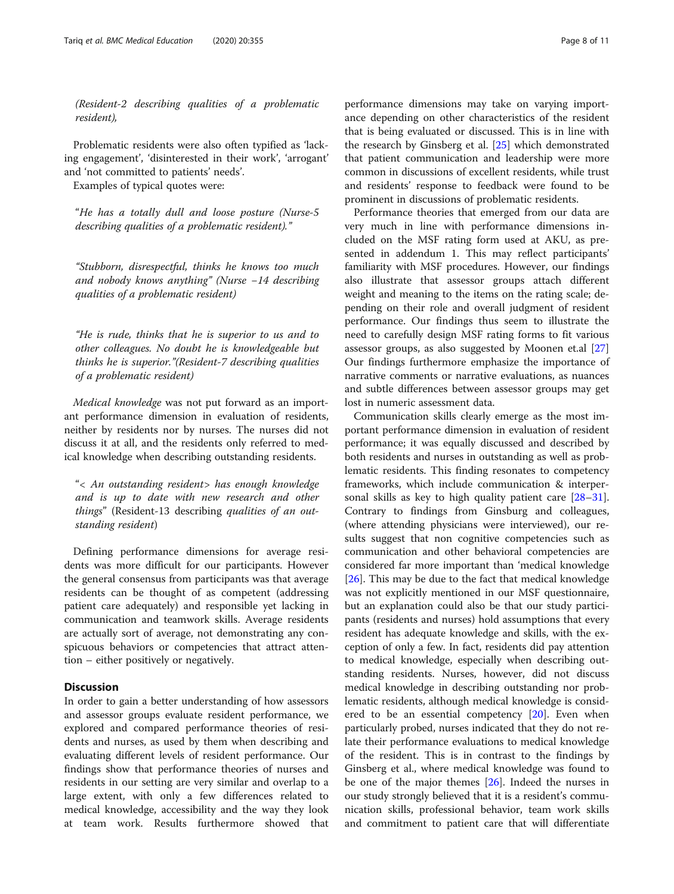*(Resident-2 describing qualities of a problematic resident),*

Problematic residents were also often typified as 'lacking engagement', 'disinterested in their work', 'arrogant' and 'not committed to patients' needs'.

Examples of typical quotes were:

> *"He has a totally dull and loose posture (Nurse-5 describing qualities of a problematic resident)."*

> *"Stubborn, disrespectful, thinks he knows too much and nobody knows anything" (Nurse –14 describing qualities of a problematic resident)*

> *"He is rude, thinks that he is superior to us and to other colleagues. No doubt he is knowledgeable but thinks he is superior."(Resident-7 describing qualities of a problematic resident)*

*Medical knowledge* was not put forward as an important performance dimension in evaluation of residents, neither by residents nor by nurses. The nurses did not discuss it at all, and the residents only referred to medical knowledge when describing outstanding residents.

> *"< An outstanding resident> has enough knowledge and is up to date with new research and other things"* (Resident-13 describing *qualities of an outstanding resident*)

Defining performance dimensions for average residents was more difficult for our participants. However the general consensus from participants was that average residents can be thought of as competent (addressing patient care adequately) and responsible yet lacking in communication and teamwork skills. Average residents are actually sort of average, not demonstrating any conspicuous behaviors or competencies that attract attention – either positively or negatively.

## Discussion

In order to gain a better understanding of how assessors and assessor groups evaluate resident performance, we explored and compared performance theories of residents and nurses, as used by them when describing and evaluating different levels of resident performance. Our findings show that performance theories of nurses and residents in our setting are very similar and overlap to a large extent, with only a few differences related to medical knowledge, accessibility and the way they look at team work. Results furthermore showed that performance dimensions may take on varying importance depending on other characteristics of the resident that is being evaluated or discussed. This is in line with the research by Ginsberg et al. [25] which demonstrated that patient communication and leadership were more common in discussions of excellent residents, while trust and residents' response to feedback were found to be prominent in discussions of problematic residents.

Performance theories that emerged from our data are very much in line with performance dimensions included on the MSF rating form used at AKU, as presented in addendum 1. This may reflect participants' familiarity with MSF procedures. However, our findings also illustrate that assessor groups attach different weight and meaning to the items on the rating scale; depending on their role and overall judgment of resident performance. Our findings thus seem to illustrate the need to carefully design MSF rating forms to fit various assessor groups, as also suggested by Moonen et.al [27] Our findings furthermore emphasize the importance of narrative comments or narrative evaluations, as nuances and subtle differences between assessor groups may get lost in numeric assessment data.

Communication skills clearly emerge as the most important performance dimension in evaluation of resident performance; it was equally discussed and described by both residents and nurses in outstanding as well as problematic residents. This finding resonates to competency frameworks, which include communication & interpersonal skills as key to high quality patient care [28–31]. Contrary to findings from Ginsburg and colleagues, (where attending physicians were interviewed), our results suggest that non cognitive competencies such as communication and other behavioral competencies are considered far more important than 'medical knowledge [26]. This may be due to the fact that medical knowledge was not explicitly mentioned in our MSF questionnaire, but an explanation could also be that our study participants (residents and nurses) hold assumptions that every resident has adequate knowledge and skills, with the exception of only a few. In fact, residents did pay attention to medical knowledge, especially when describing outstanding residents. Nurses, however, did not discuss medical knowledge in describing outstanding nor problematic residents, although medical knowledge is considered to be an essential competency [20]. Even when particularly probed, nurses indicated that they do not relate their performance evaluations to medical knowledge of the resident. This is in contrast to the findings by Ginsberg et al., where medical knowledge was found to be one of the major themes [26]. Indeed the nurses in our study strongly believed that it is a resident's communication skills, professional behavior, team work skills and commitment to patient care that will differentiate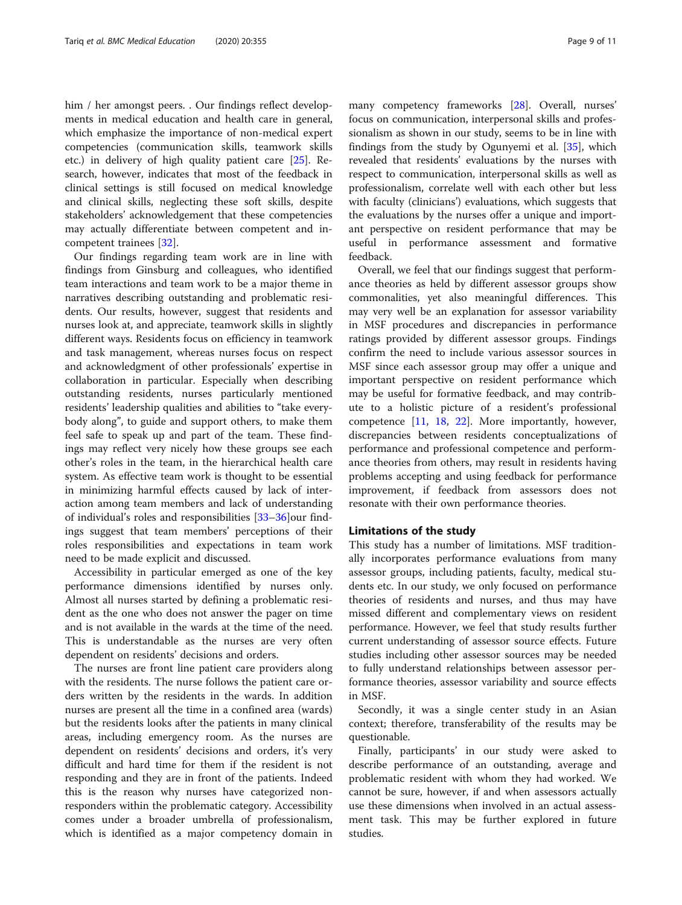him / her amongst peers. . Our findings reflect developments in medical education and health care in general, which emphasize the importance of non-medical expert competencies (communication skills, teamwork skills etc.) in delivery of high quality patient care [25]. Research, however, indicates that most of the feedback in clinical settings is still focused on medical knowledge and clinical skills, neglecting these soft skills, despite stakeholders' acknowledgement that these competencies may actually differentiate between competent and incompetent trainees [32].

Our findings regarding team work are in line with findings from Ginsburg and colleagues, who identified team interactions and team work to be a major theme in narratives describing outstanding and problematic residents. Our results, however, suggest that residents and nurses look at, and appreciate, teamwork skills in slightly different ways. Residents focus on efficiency in teamwork and task management, whereas nurses focus on respect and acknowledgment of other professionals' expertise in collaboration in particular. Especially when describing outstanding residents, nurses particularly mentioned residents' leadership qualities and abilities to "take everybody along", to guide and support others, to make them feel safe to speak up and part of the team. These findings may reflect very nicely how these groups see each other's roles in the team, in the hierarchical health care system. As effective team work is thought to be essential in minimizing harmful effects caused by lack of interaction among team members and lack of understanding of individual's roles and responsibilities [33–36]our findings suggest that team members' perceptions of their roles responsibilities and expectations in team work need to be made explicit and discussed.

Accessibility in particular emerged as one of the key performance dimensions identified by nurses only. Almost all nurses started by defining a problematic resident as the one who does not answer the pager on time and is not available in the wards at the time of the need. This is understandable as the nurses are very often dependent on residents' decisions and orders.

The nurses are front line patient care providers along with the residents. The nurse follows the patient care orders written by the residents in the wards. In addition nurses are present all the time in a confined area (wards) but the residents looks after the patients in many clinical areas, including emergency room. As the nurses are dependent on residents' decisions and orders, it's very difficult and hard time for them if the resident is not responding and they are in front of the patients. Indeed this is the reason why nurses have categorized non-responders within the problematic category. Accessibility comes under a broader umbrella of professionalism, which is identified as a major competency domain in many competency frameworks [28]. Overall, nurses' focus on communication, interpersonal skills and professionalism as shown in our study, seems to be in line with findings from the study by Ogunyemi et al. [35], which revealed that residents' evaluations by the nurses with respect to communication, interpersonal skills as well as professionalism, correlate well with each other but less with faculty (clinicians') evaluations, which suggests that the evaluations by the nurses offer a unique and important perspective on resident performance that may be useful in performance assessment and formative feedback.

Overall, we feel that our findings suggest that performance theories as held by different assessor groups show commonalities, yet also meaningful differences. This may very well be an explanation for assessor variability in MSF procedures and discrepancies in performance ratings provided by different assessor groups. Findings confirm the need to include various assessor sources in MSF since each assessor group may offer a unique and important perspective on resident performance which may be useful for formative feedback, and may contribute to a holistic picture of a resident's professional competence [11, 18, 22]. More importantly, however, discrepancies between residents conceptualizations of performance and professional competence and performance theories from others, may result in residents having problems accepting and using feedback for performance improvement, if feedback from assessors does not resonate with their own performance theories.

## Limitations of the study

This study has a number of limitations. MSF traditionally incorporates performance evaluations from many assessor groups, including patients, faculty, medical students etc. In our study, we only focused on performance theories of residents and nurses, and thus may have missed different and complementary views on resident performance. However, we feel that study results further current understanding of assessor source effects. Future studies including other assessor sources may be needed to fully understand relationships between assessor performance theories, assessor variability and source effects in MSF.

Secondly, it was a single center study in an Asian context; therefore, transferability of the results may be questionable.

Finally, participants' in our study were asked to describe performance of an outstanding, average and problematic resident with whom they had worked. We cannot be sure, however, if and when assessors actually use these dimensions when involved in an actual assessment task. This may be further explored in future studies.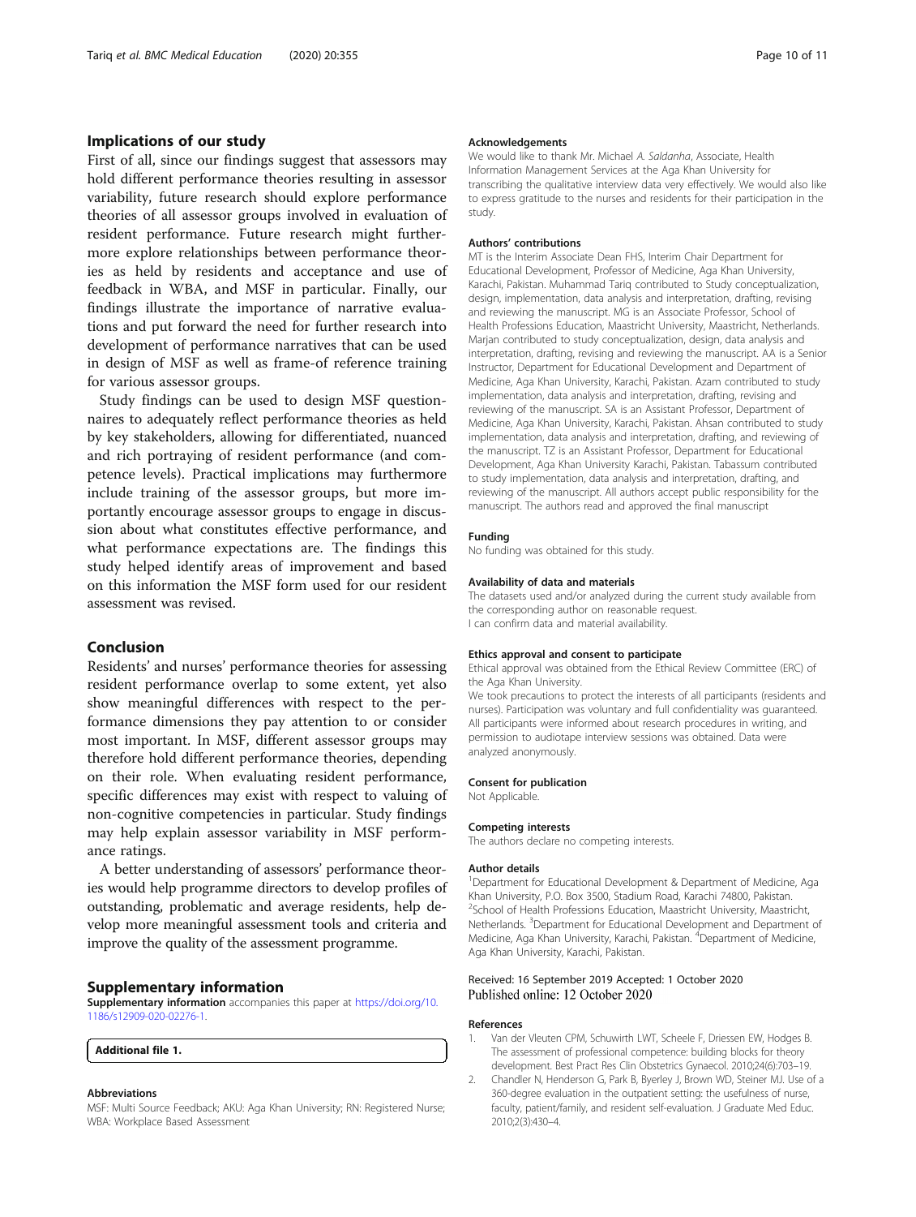## Implications of our study

First of all, since our findings suggest that assessors may hold different performance theories resulting in assessor variability, future research should explore performance theories of all assessor groups involved in evaluation of resident performance. Future research might furthermore explore relationships between performance theories as held by residents and acceptance and use of feedback in WBA, and MSF in particular. Finally, our findings illustrate the importance of narrative evaluations and put forward the need for further research into development of performance narratives that can be used in design of MSF as well as frame-of reference training for various assessor groups.

Study findings can be used to design MSF questionnaires to adequately reflect performance theories as held by key stakeholders, allowing for differentiated, nuanced and rich portraying of resident performance (and competence levels). Practical implications may furthermore include training of the assessor groups, but more importantly encourage assessor groups to engage in discussion about what constitutes effective performance, and what performance expectations are. The findings this study helped identify areas of improvement and based on this information the MSF form used for our resident assessment was revised.

## Conclusion

Residents' and nurses' performance theories for assessing resident performance overlap to some extent, yet also show meaningful differences with respect to the performance dimensions they pay attention to or consider most important. In MSF, different assessor groups may therefore hold different performance theories, depending on their role. When evaluating resident performance, specific differences may exist with respect to valuing of non-cognitive competencies in particular. Study findings may help explain assessor variability in MSF performance ratings.

A better understanding of assessors' performance theories would help programme directors to develop profiles of outstanding, problematic and average residents, help develop more meaningful assessment tools and criteria and improve the quality of the assessment programme.

## Supplementary information

**Supplementary information** accompanies this paper at https://doi.org/10.1186/s12909-020-02276-1.

**Additional file 1.**

### Abbreviations

MSF: Multi Source Feedback; AKU: Aga Khan University; RN: Registered Nurse; WBA: Workplace Based Assessment

### Acknowledgements

We would like to thank Mr. Michael *A. Saldanha*, Associate, Health Information Management Services at the Aga Khan University for transcribing the qualitative interview data very effectively. We would also like to express gratitude to the nurses and residents for their participation in the study.

### Authors' contributions

MT is the Interim Associate Dean FHS, Interim Chair Department for Educational Development, Professor of Medicine, Aga Khan University, Karachi, Pakistan. Muhammad Tariq contributed to Study conceptualization, design, implementation, data analysis and interpretation, drafting, revising and reviewing the manuscript. MG is an Associate Professor, School of Health Professions Education, Maastricht University, Maastricht, Netherlands. Marjan contributed to study conceptualization, design, data analysis and interpretation, drafting, revising and reviewing the manuscript. AA is a Senior Instructor, Department for Educational Development and Department of Medicine, Aga Khan University, Karachi, Pakistan. Azam contributed to study implementation, data analysis and interpretation, drafting, revising and reviewing of the manuscript. SA is an Assistant Professor, Department of Medicine, Aga Khan University, Karachi, Pakistan. Ahsan contributed to study implementation, data analysis and interpretation, drafting, and reviewing of the manuscript. TZ is an Assistant Professor, Department for Educational Development, Aga Khan University Karachi, Pakistan. Tabassum contributed to study implementation, data analysis and interpretation, drafting, and reviewing of the manuscript. All authors accept public responsibility for the manuscript. The authors read and approved the final manuscript

### Funding

No funding was obtained for this study.

### Availability of data and materials

The datasets used and/or analyzed during the current study available from the corresponding author on reasonable request.
I can confirm data and material availability.

### Ethics approval and consent to participate

Ethical approval was obtained from the Ethical Review Committee (ERC) of the Aga Khan University.
We took precautions to protect the interests of all participants (residents and nurses). Participation was voluntary and full confidentiality was guaranteed. All participants were informed about research procedures in writing, and permission to audiotape interview sessions was obtained. Data were analyzed anonymously.

### Consent for publication

Not Applicable.

### Competing interests

The authors declare no competing interests.

### Author details

[1]Department for Educational Development & Department of Medicine, Aga Khan University, P.O. Box 3500, Stadium Road, Karachi 74800, Pakistan. [2]School of Health Professions Education, Maastricht University, Maastricht, Netherlands. [3]Department for Educational Development and Department of Medicine, Aga Khan University, Karachi, Pakistan. [4]Department of Medicine, Aga Khan University, Karachi, Pakistan.

Received: 16 September 2019 Accepted: 1 October 2020
Published online: 12 October 2020

### References

1. Van der Vleuten CPM, Schuwirth LWT, Scheele F, Driessen EW, Hodges B. The assessment of professional competence: building blocks for theory development. Best Pract Res Clin Obstetrics Gynaecol. 2010;24(6):703–19.
2. Chandler N, Henderson G, Park B, Byerley J, Brown WD, Steiner MJ. Use of a 360-degree evaluation in the outpatient setting: the usefulness of nurse, faculty, patient/family, and resident self-evaluation. J Graduate Med Educ. 2010;2(3):430–4.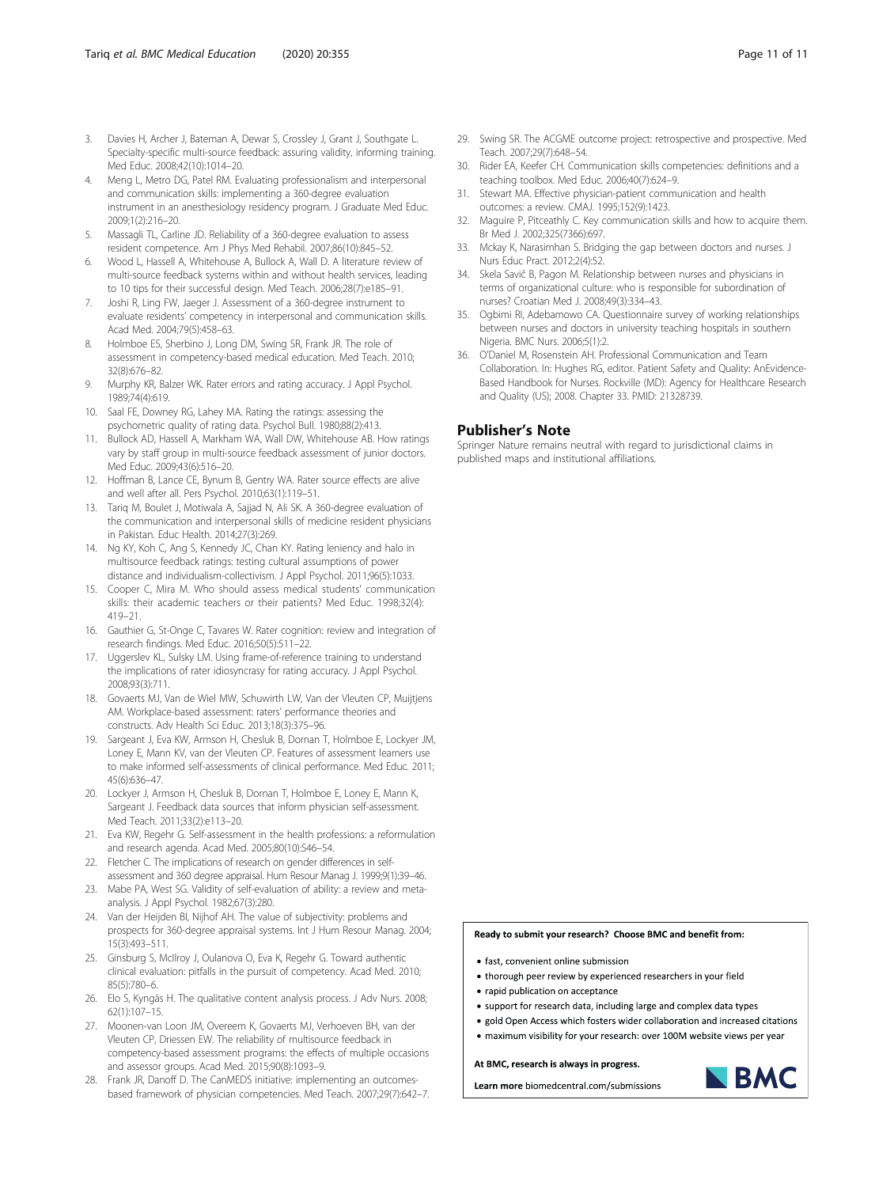3. Davies H, Archer J, Bateman A, Dewar S, Crossley J, Grant J, Southgate L. Specialty-specific multi-source feedback: assuring validity, informing training. Med Educ. 2008;42(10):1014–20.
4. Meng L, Metro DG, Patel RM. Evaluating professionalism and interpersonal and communication skills: implementing a 360-degree evaluation instrument in an anesthesiology residency program. J Graduate Med Educ. 2009;1(2):216–20.
5. Massagli TL, Carline JD. Reliability of a 360-degree evaluation to assess resident competence. Am J Phys Med Rehabil. 2007;86(10):845–52.
6. Wood L, Hassell A, Whitehouse A, Bullock A, Wall D. A literature review of multi-source feedback systems within and without health services, leading to 10 tips for their successful design. Med Teach. 2006;28(7):e185–91.
7. Joshi R, Ling FW, Jaeger J. Assessment of a 360-degree instrument to evaluate residents' competency in interpersonal and communication skills. Acad Med. 2004;79(5):458–63.
8. Holmboe ES, Sherbino J, Long DM, Swing SR, Frank JR. The role of assessment in competency-based medical education. Med Teach. 2010; 32(8):676–82.
9. Murphy KR, Balzer WK. Rater errors and rating accuracy. J Appl Psychol. 1989;74(4):619.
10. Saal FE, Downey RG, Lahey MA. Rating the ratings: assessing the psychometric quality of rating data. Psychol Bull. 1980;88(2):413.
11. Bullock AD, Hassell A, Markham WA, Wall DW, Whitehouse AB. How ratings vary by staff group in multi-source feedback assessment of junior doctors. Med Educ. 2009;43(6):516–20.
12. Hoffman B, Lance CE, Bynum B, Gentry WA. Rater source effects are alive and well after all. Pers Psychol. 2010;63(1):119–51.
13. Tariq M, Boulet J, Motiwala A, Sajjad N, Ali SK. A 360-degree evaluation of the communication and interpersonal skills of medicine resident physicians in Pakistan. Educ Health. 2014;27(3):269.
14. Ng KY, Koh C, Ang S, Kennedy JC, Chan KY. Rating leniency and halo in multisource feedback ratings: testing cultural assumptions of power distance and individualism-collectivism. J Appl Psychol. 2011;96(5):1033.
15. Cooper C, Mira M. Who should assess medical students' communication skills: their academic teachers or their patients? Med Educ. 1998;32(4): 419–21.
16. Gauthier G, St-Onge C, Tavares W. Rater cognition: review and integration of research findings. Med Educ. 2016;50(5):511–22.
17. Uggerslev KL, Sulsky LM. Using frame-of-reference training to understand the implications of rater idiosyncrasy for rating accuracy. J Appl Psychol. 2008;93(3):711.
18. Govaerts MJ, Van de Wiel MW, Schuwirth LW, Van der Vleuten CP, Muijtjens AM. Workplace-based assessment: raters' performance theories and constructs. Adv Health Sci Educ. 2013;18(3):375–96.
19. Sargeant J, Eva KW, Armson H, Chesluk B, Dornan T, Holmboe E, Lockyer JM, Loney E, Mann KV, van der Vleuten CP. Features of assessment learners use to make informed self-assessments of clinical performance. Med Educ. 2011; 45(6):636–47.
20. Lockyer J, Armson H, Chesluk B, Dornan T, Holmboe E, Loney E, Mann K, Sargeant J. Feedback data sources that inform physician self-assessment. Med Teach. 2011;33(2):e113–20.
21. Eva KW, Regehr G. Self-assessment in the health professions: a reformulation and research agenda. Acad Med. 2005;80(10):S46–54.
22. Fletcher C. The implications of research on gender differences in self-assessment and 360 degree appraisal. Hum Resour Manag J. 1999;9(1):39–46.
23. Mabe PA, West SG. Validity of self-evaluation of ability: a review and meta-analysis. J Appl Psychol. 1982;67(3):280.
24. Van der Heijden BI, Nijhof AH. The value of subjectivity: problems and prospects for 360-degree appraisal systems. Int J Hum Resour Manag. 2004; 15(3):493–511.
25. Ginsburg S, McIlroy J, Oulanova O, Eva K, Regehr G. Toward authentic clinical evaluation: pitfalls in the pursuit of competency. Acad Med. 2010; 85(5):780–6.
26. Elo S, Kyngäs H. The qualitative content analysis process. J Adv Nurs. 2008; 62(1):107–15.
27. Moonen-van Loon JM, Overeem K, Govaerts MJ, Verhoeven BH, van der Vleuten CP, Driessen EW. The reliability of multisource feedback in competency-based assessment programs: the effects of multiple occasions and assessor groups. Acad Med. 2015;90(8):1093–9.
28. Frank JR, Danoff D. The CanMEDS initiative: implementing an outcomes-based framework of physician competencies. Med Teach. 2007;29(7):642–7.
29. Swing SR. The ACGME outcome project: retrospective and prospective. Med Teach. 2007;29(7):648–54.
30. Rider EA, Keefer CH. Communication skills competencies: definitions and a teaching toolbox. Med Educ. 2006;40(7):624–9.
31. Stewart MA. Effective physician-patient communication and health outcomes: a review. CMAJ. 1995;152(9):1423.
32. Maguire P, Pitceathly C. Key communication skills and how to acquire them. Br Med J. 2002;325(7366):697.
33. Mckay K, Narasimhan S. Bridging the gap between doctors and nurses. J Nurs Educ Pract. 2012;2(4):52.
34. Skela Savič B, Pagon M. Relationship between nurses and physicians in terms of organizational culture: who is responsible for subordination of nurses? Croatian Med J. 2008;49(3):334–43.
35. Ogbimi RI, Adebamowo CA. Questionnaire survey of working relationships between nurses and doctors in university teaching hospitals in southern Nigeria. BMC Nurs. 2006;5(1):2.
36. O'Daniel M, Rosenstein AH. Professional Communication and Team Collaboration. In: Hughes RG, editor. Patient Safety and Quality: AnEvidence-Based Handbook for Nurses. Rockville (MD): Agency for Healthcare Research and Quality (US); 2008. Chapter 33. PMID: 21328739.

## Publisher's Note

Springer Nature remains neutral with regard to jurisdictional claims in published maps and institutional affiliations.

**Ready to submit your research? Choose BMC and benefit from:**

- fast, convenient online submission
- thorough peer review by experienced researchers in your field
- rapid publication on acceptance
- support for research data, including large and complex data types
- gold Open Access which fosters wider collaboration and increased citations
- maximum visibility for your research: over 100M website views per year

**At BMC, research is always in progress.**

**Learn more** biomedcentral.com/submissions

BMC